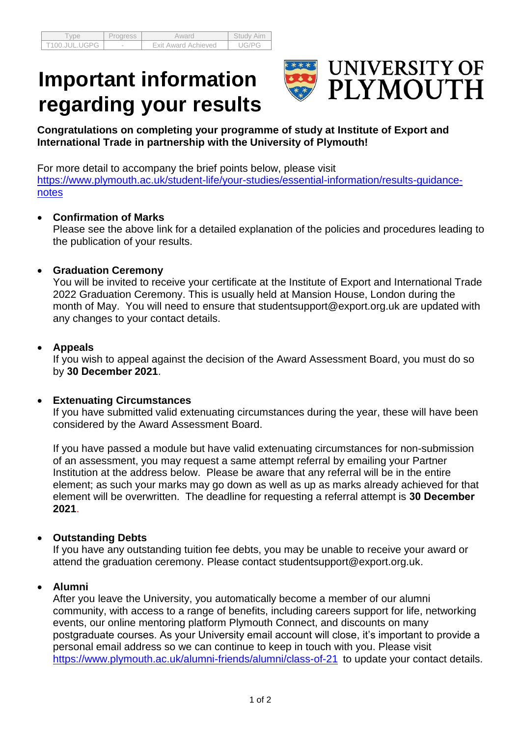| Type | Progress | Award | Study Aim |
|---|---|---|---|
| T100.JUL.UGPG | - | Exit Award Achieved | UG/PG |

# Important information regarding your results

UNIVERSITY OF PLYMOUTH

**Congratulations on completing your programme of study at Institute of Export and International Trade in partnership with the University of Plymouth!**

For more detail to accompany the brief points below, please visit https://www.plymouth.ac.uk/student-life/your-studies/essential-information/results-guidance-notes

- **Confirmation of Marks**
  Please see the above link for a detailed explanation of the policies and procedures leading to the publication of your results.

- **Graduation Ceremony**
  You will be invited to receive your certificate at the Institute of Export and International Trade 2022 Graduation Ceremony. This is usually held at Mansion House, London during the month of May. You will need to ensure that studentsupport@export.org.uk are updated with any changes to your contact details.

- **Appeals**
  If you wish to appeal against the decision of the Award Assessment Board, you must do so by **30 December 2021**.

- **Extenuating Circumstances**
  If you have submitted valid extenuating circumstances during the year, these will have been considered by the Award Assessment Board.

  If you have passed a module but have valid extenuating circumstances for non-submission of an assessment, you may request a same attempt referral by emailing your Partner Institution at the address below. Please be aware that any referral will be in the entire element; as such your marks may go down as well as up as marks already achieved for that element will be overwritten. The deadline for requesting a referral attempt is **30 December 2021**.

- **Outstanding Debts**
  If you have any outstanding tuition fee debts, you may be unable to receive your award or attend the graduation ceremony. Please contact studentsupport@export.org.uk.

- **Alumni**
  After you leave the University, you automatically become a member of our alumni community, with access to a range of benefits, including careers support for life, networking events, our online mentoring platform Plymouth Connect, and discounts on many postgraduate courses. As your University email account will close, it's important to provide a personal email address so we can continue to keep in touch with you. Please visit https://www.plymouth.ac.uk/alumni-friends/alumni/class-of-21 to update your contact details.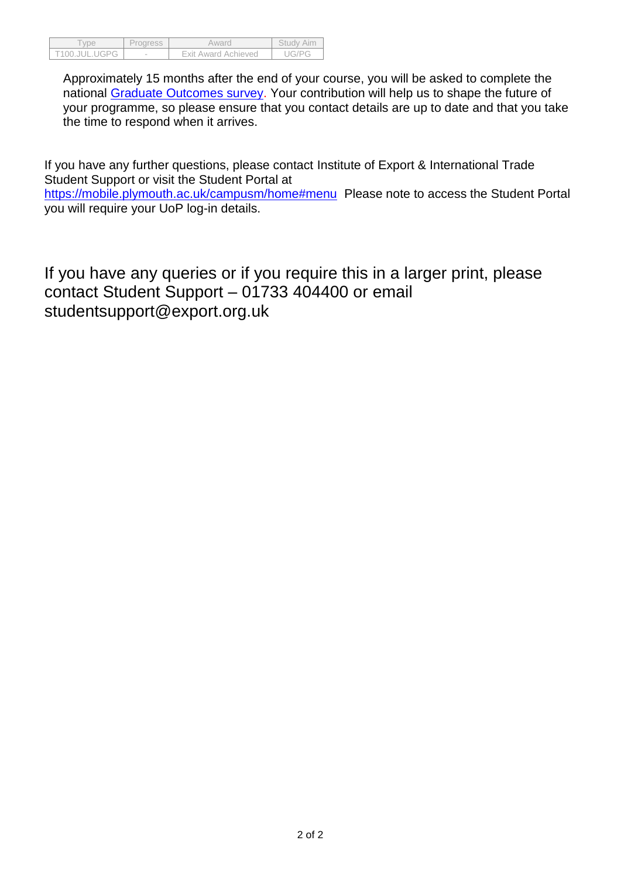| Type | Progress | Award | Study Aim |
|---|---|---|---|
| T100.JUL.UGPG | - | Exit Award Achieved | UG/PG |

Approximately 15 months after the end of your course, you will be asked to complete the national Graduate Outcomes survey. Your contribution will help us to shape the future of your programme, so please ensure that you contact details are up to date and that you take the time to respond when it arrives.

If you have any further questions, please contact Institute of Export & International Trade Student Support or visit the Student Portal at https://mobile.plymouth.ac.uk/campusm/home#menu Please note to access the Student Portal you will require your UoP log-in details.

If you have any queries or if you require this in a larger print, please contact Student Support – 01733 404400 or email studentsupport@export.org.uk